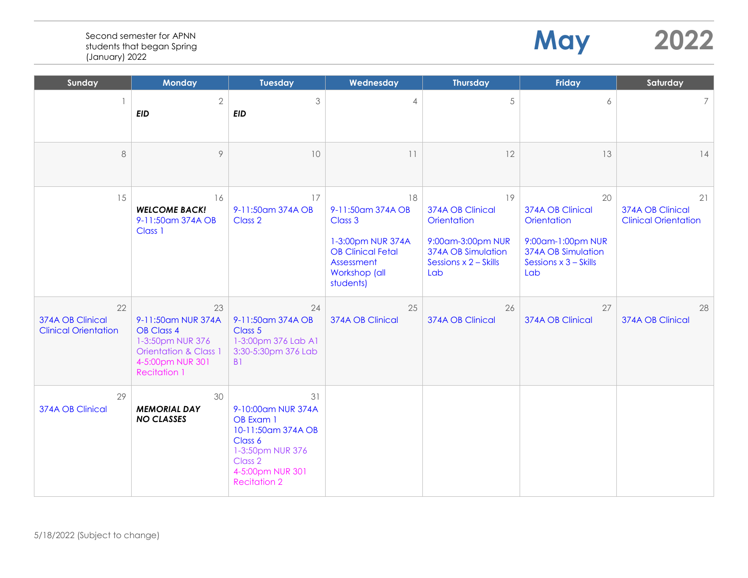Second semester for APNN students that began Spring (January) 2022

# May 2022

| Sunday | Monday | Tuesday | Wednesday | Thursday | Friday | Saturday |
|---|---|---|---|---|---|---|
| 1 | 2<br>***EID*** | 3<br>***EID*** | 4 | 5 | 6 | 7 |
| 8 | 9 | 10 | 11 | 12 | 13 | 14 |
| 15 | 16<br>***WELCOME BACK!***<br>9-11:50am 374A OB Class 1 | 17<br>9-11:50am 374A OB Class 2 | 18<br>9-11:50am 374A OB Class 3<br><br>1-3:00pm NUR 374A OB Clinical Fetal Assessment Workshop (all students) | 19<br>374A OB Clinical Orientation<br><br>9:00am-3:00pm NUR 374A OB Simulation Sessions x 2 – Skills Lab | 20<br>374A OB Clinical Orientation<br><br>9:00am-1:00pm NUR 374A OB Simulation Sessions x 3 – Skills Lab | 21<br>374A OB Clinical Clinical Orientation |
| 22<br>374A OB Clinical Clinical Orientation | 23<br>9-11:50am NUR 374A OB Class 4<br>1-3:50pm NUR 376 Orientation & Class 1<br>4-5:00pm NUR 301 Recitation 1 | 24<br>9-11:50am 374A OB Class 5<br>1-3:00pm 376 Lab A1<br>3:30-5:30pm 376 Lab B1 | 25<br>374A OB Clinical | 26<br>374A OB Clinical | 27<br>374A OB Clinical | 28<br>374A OB Clinical |
| 29<br>374A OB Clinical | 30<br>***MEMORIAL DAY NO CLASSES*** | 31<br>9-10:00am NUR 374A OB Exam 1<br>10-11:50am 374A OB Class 6<br>1-3:50pm NUR 376 Class 2<br>4-5:00pm NUR 301 Recitation 2 | | | | |

5/18/2022 (Subject to change)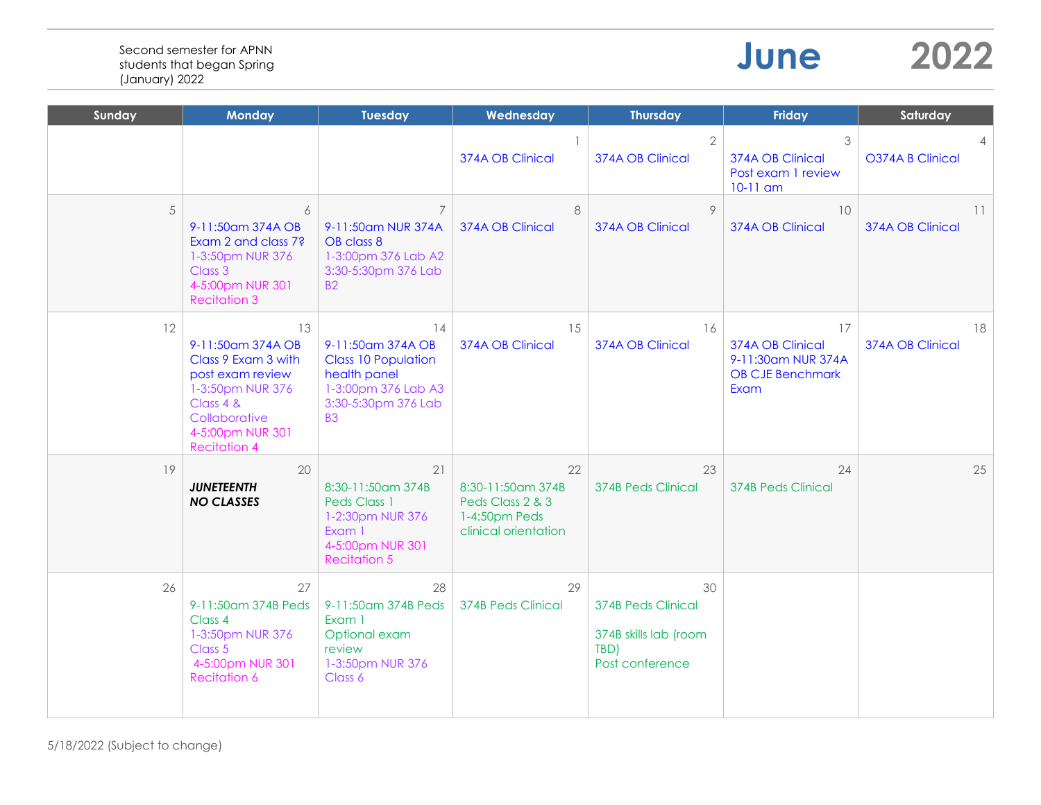Second semester for APNN students that began Spring (January) 2022

# June 2022

| Sunday | Monday | Tuesday | Wednesday | Thursday | Friday | Saturday |
|---|---|---|---|---|---|---|
| | | | 1<br>374A OB Clinical | 2<br>374A OB Clinical | 3<br>374A OB Clinical<br>Post exam 1 review 10-11 am | 4<br>O374A B Clinical |
| 5 | 6<br>9-11:50am 374A OB Exam 2 and class 7?<br>1-3:50pm NUR 376 Class 3<br>4-5:00pm NUR 301 Recitation 3 | 7<br>9-11:50am NUR 374A OB class 8<br>1-3:00pm 376 Lab A2<br>3:30-5:30pm 376 Lab B2 | 8<br>374A OB Clinical | 9<br>374A OB Clinical | 10<br>374A OB Clinical | 11<br>374A OB Clinical |
| 12 | 13<br>9-11:50am 374A OB Class 9 Exam 3 with post exam review<br>1-3:50pm NUR 376 Class 4 & Collaborative<br>4-5:00pm NUR 301 Recitation 4 | 14<br>9-11:50am 374A OB Class 10 Population health panel<br>1-3:00pm 376 Lab A3<br>3:30-5:30pm 376 Lab B3 | 15<br>374A OB Clinical | 16<br>374A OB Clinical | 17<br>374A OB Clinical<br>9-11:30am NUR 374A OB CJE Benchmark Exam | 18<br>374A OB Clinical |
| 19 | 20<br>***JUNETEENTH NO CLASSES*** | 21<br>8:30-11:50am 374B Peds Class 1<br>1-2:30pm NUR 376 Exam 1<br>4-5:00pm NUR 301 Recitation 5 | 22<br>8:30-11:50am 374B Peds Class 2 & 3<br>1-4:50pm Peds clinical orientation | 23<br>374B Peds Clinical | 24<br>374B Peds Clinical | 25 |
| 26 | 27<br>9-11:50am 374B Peds Class 4<br>1-3:50pm NUR 376 Class 5<br>4-5:00pm NUR 301 Recitation 6 | 28<br>9-11:50am 374B Peds Exam 1<br>Optional exam review<br>1-3:50pm NUR 376 Class 6 | 29<br>374B Peds Clinical | 30<br>374B Peds Clinical<br><br>374B skills lab (room TBD)<br>Post conference | | |

5/18/2022 (Subject to change)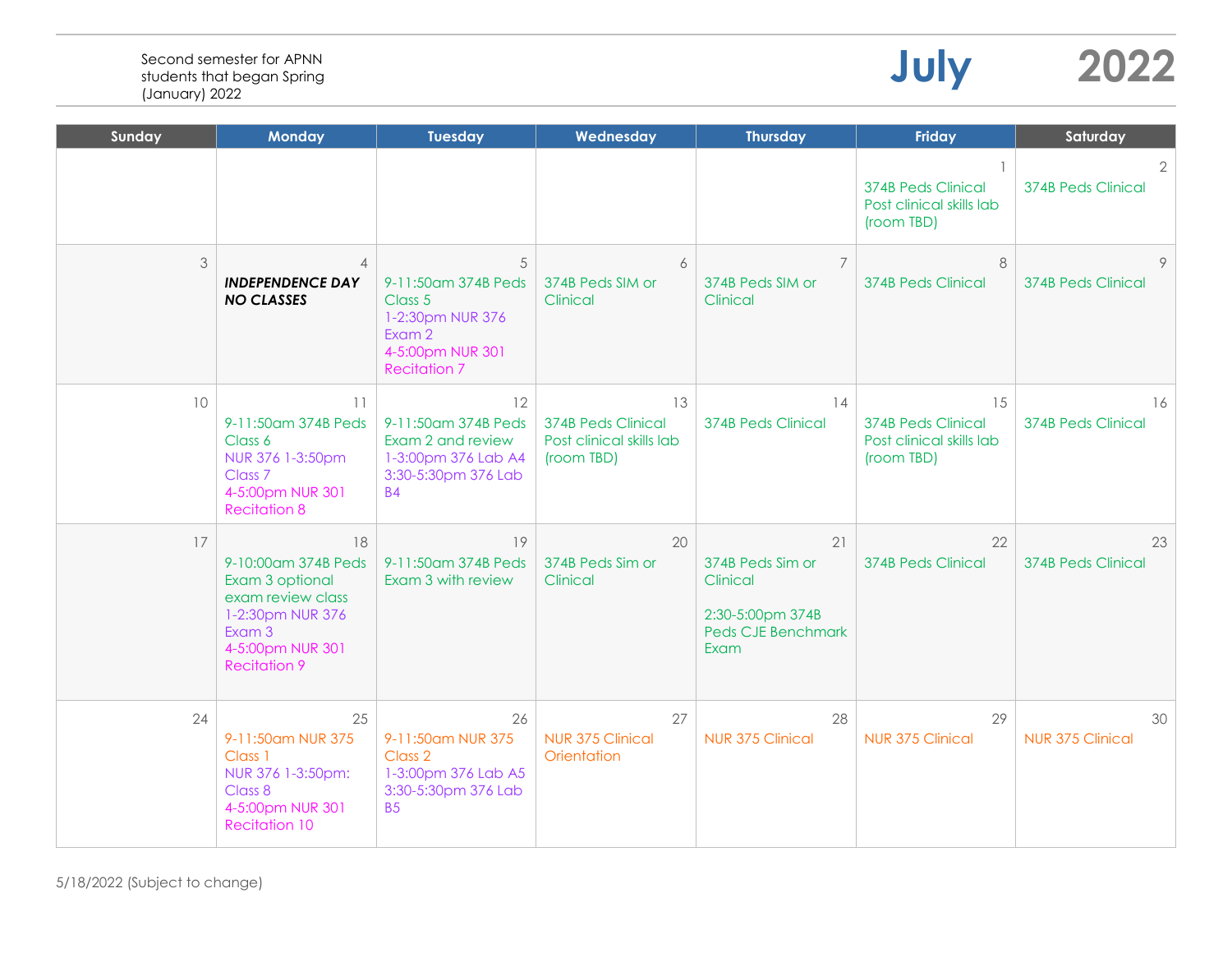Second semester for APNN students that began Spring (January) 2022

# July 2022

| Sunday | Monday | Tuesday | Wednesday | Thursday | Friday | Saturday |
|---|---|---|---|---|---|---|
| | | | | | 1<br>374B Peds Clinical<br>Post clinical skills lab (room TBD) | 2<br>374B Peds Clinical |
| 3 | 4<br>***INDEPENDENCE DAY NO CLASSES*** | 5<br>9-11:50am 374B Peds Class 5<br>1-2:30pm NUR 376 Exam 2<br>4-5:00pm NUR 301 Recitation 7 | 6<br>374B Peds SIM or Clinical | 7<br>374B Peds SIM or Clinical | 8<br>374B Peds Clinical | 9<br>374B Peds Clinical |
| 10 | 11<br>9-11:50am 374B Peds Class 6<br>NUR 376 1-3:50pm Class 7<br>4-5:00pm NUR 301 Recitation 8 | 12<br>9-11:50am 374B Peds Exam 2 and review<br>1-3:00pm 376 Lab A4<br>3:30-5:30pm 376 Lab B4 | 13<br>374B Peds Clinical<br>Post clinical skills lab (room TBD) | 14<br>374B Peds Clinical | 15<br>374B Peds Clinical<br>Post clinical skills lab (room TBD) | 16<br>374B Peds Clinical |
| 17 | 18<br>9-10:00am 374B Peds Exam 3 optional exam review class<br>1-2:30pm NUR 376 Exam 3<br>4-5:00pm NUR 301 Recitation 9 | 19<br>9-11:50am 374B Peds Exam 3 with review | 20<br>374B Peds Sim or Clinical | 21<br>374B Peds Sim or Clinical<br><br>2:30-5:00pm 374B Peds CJE Benchmark Exam | 22<br>374B Peds Clinical | 23<br>374B Peds Clinical |
| 24 | 25<br>9-11:50am NUR 375 Class 1<br>NUR 376 1-3:50pm: Class 8<br>4-5:00pm NUR 301 Recitation 10 | 26<br>9-11:50am NUR 375 Class 2<br>1-3:00pm 376 Lab A5<br>3:30-5:30pm 376 Lab B5 | 27<br>NUR 375 Clinical Orientation | 28<br>NUR 375 Clinical | 29<br>NUR 375 Clinical | 30<br>NUR 375 Clinical |

5/18/2022 (Subject to change)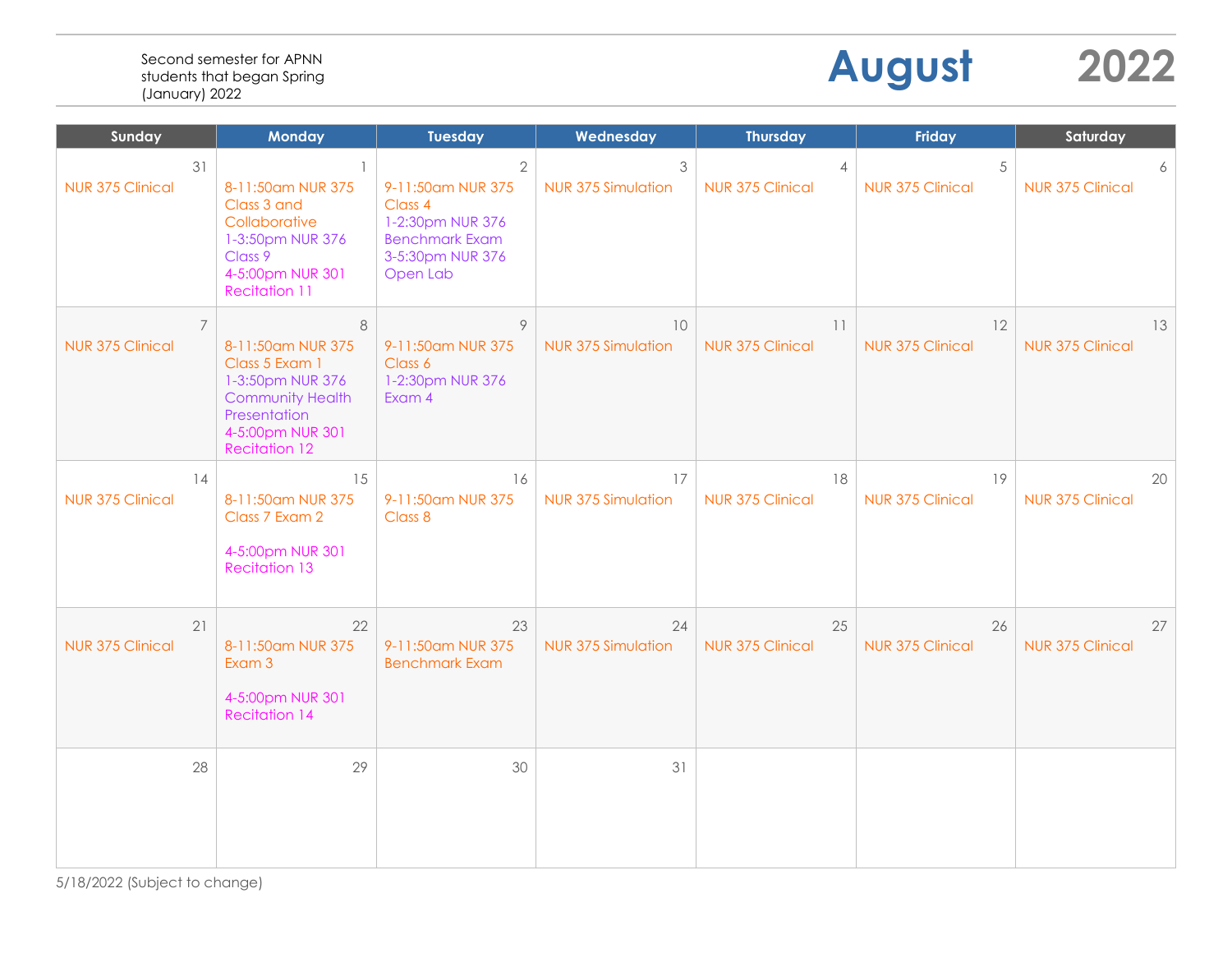Second semester for APNN students that began Spring (January) 2022

# August 2022

| Sunday | Monday | Tuesday | Wednesday | Thursday | Friday | Saturday |
|---|---|---|---|---|---|---|
| 31 NUR 375 Clinical | 1 8-11:50am NUR 375 Class 3 and Collaborative 1-3:50pm NUR 376 Class 9 4-5:00pm NUR 301 Recitation 11 | 2 9-11:50am NUR 375 Class 4 1-2:30pm NUR 376 Benchmark Exam 3-5:30pm NUR 376 Open Lab | 3 NUR 375 Simulation | 4 NUR 375 Clinical | 5 NUR 375 Clinical | 6 NUR 375 Clinical |
| 7 NUR 375 Clinical | 8 8-11:50am NUR 375 Class 5 Exam 1 1-3:50pm NUR 376 Community Health Presentation 4-5:00pm NUR 301 Recitation 12 | 9 9-11:50am NUR 375 Class 6 1-2:30pm NUR 376 Exam 4 | 10 NUR 375 Simulation | 11 NUR 375 Clinical | 12 NUR 375 Clinical | 13 NUR 375 Clinical |
| 14 NUR 375 Clinical | 15 8-11:50am NUR 375 Class 7 Exam 2 4-5:00pm NUR 301 Recitation 13 | 16 9-11:50am NUR 375 Class 8 | 17 NUR 375 Simulation | 18 NUR 375 Clinical | 19 NUR 375 Clinical | 20 NUR 375 Clinical |
| 21 NUR 375 Clinical | 22 8-11:50am NUR 375 Exam 3 4-5:00pm NUR 301 Recitation 14 | 23 9-11:50am NUR 375 Benchmark Exam | 24 NUR 375 Simulation | 25 NUR 375 Clinical | 26 NUR 375 Clinical | 27 NUR 375 Clinical |
| 28 | 29 | 30 | 31 | | | |

5/18/2022 (Subject to change)